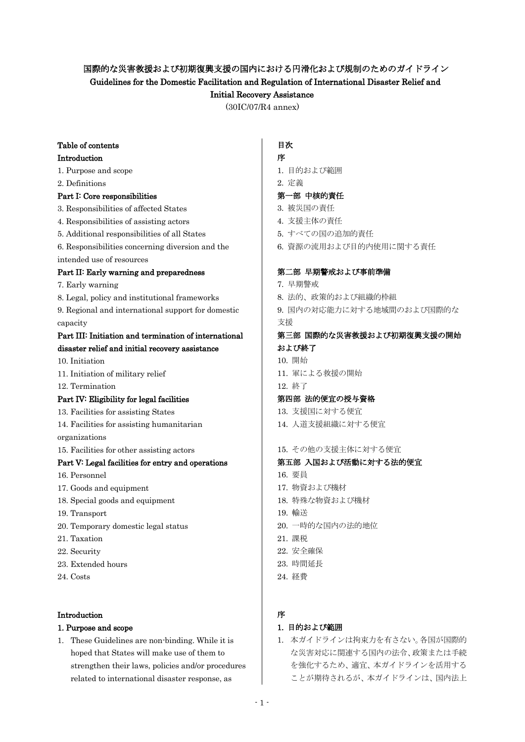# 国際的な災害救援および初期復興支援の国内における円滑化および規制のためのガイドライン
# Guidelines for the Domestic Facilitation and Regulation of International Disaster Relief and Initial Recovery Assistance

(30IC/07/R4 annex)

**Table of contents**

**Introduction**

1. Purpose and scope
2. Definitions

**Part I: Core responsibilities**

3. Responsibilities of affected States
4. Responsibilities of assisting actors
5. Additional responsibilities of all States
6. Responsibilities concerning diversion and the intended use of resources

**Part II: Early warning and preparedness**

7. Early warning
8. Legal, policy and institutional frameworks
9. Regional and international support for domestic capacity

**Part III: Initiation and termination of international disaster relief and initial recovery assistance**

10. Initiation
11. Initiation of military relief
12. Termination

**Part IV: Eligibility for legal facilities**

13. Facilities for assisting States
14. Facilities for assisting humanitarian organizations
15. Facilities for other assisting actors

**Part V: Legal facilities for entry and operations**

16. Personnel
17. Goods and equipment
18. Special goods and equipment
19. Transport
20. Temporary domestic legal status
21. Taxation
22. Security
23. Extended hours
24. Costs

**目次**

**序**

1. 目的および範囲
2. 定義

**第一部 中核的責任**

3. 被災国の責任
4. 支援主体の責任
5. すべての国の追加的責任
6. 資源の流用および目的内使用に関する責任

**第二部 早期警戒および事前準備**

7. 早期警戒
8. 法的、政策的および組織的枠組
9. 国内の対応能力に対する地域間のおよび国際的な支援

**第三部 国際的な災害救援および初期復興支援の開始および終了**

10. 開始
11. 軍による救援の開始
12. 終了

**第四部 法的便宜の授与資格**

13. 支援国に対する便宜
14. 人道支援組織に対する便宜
15. その他の支援主体に対する便宜

**第五部 入国および活動に対する法的便宜**

16. 要員
17. 物資および機材
18. 特殊な物資および機材
19. 輸送
20. 一時的な国内の法的地位
21. 課税
22. 安全確保
23. 時間延長
24. 経費

## Introduction

### 1. Purpose and scope

1. These Guidelines are non-binding. While it is hoped that States will make use of them to strengthen their laws, policies and/or procedures related to international disaster response, as

## 序

### 1. 目的および範囲

1. 本ガイドラインは拘束力を有さない。各国が国際的な災害対応に関連する国内の法令、政策または手続を強化するため、適宜、本ガイドラインを活用することが期待されるが、本ガイドラインは、国内法上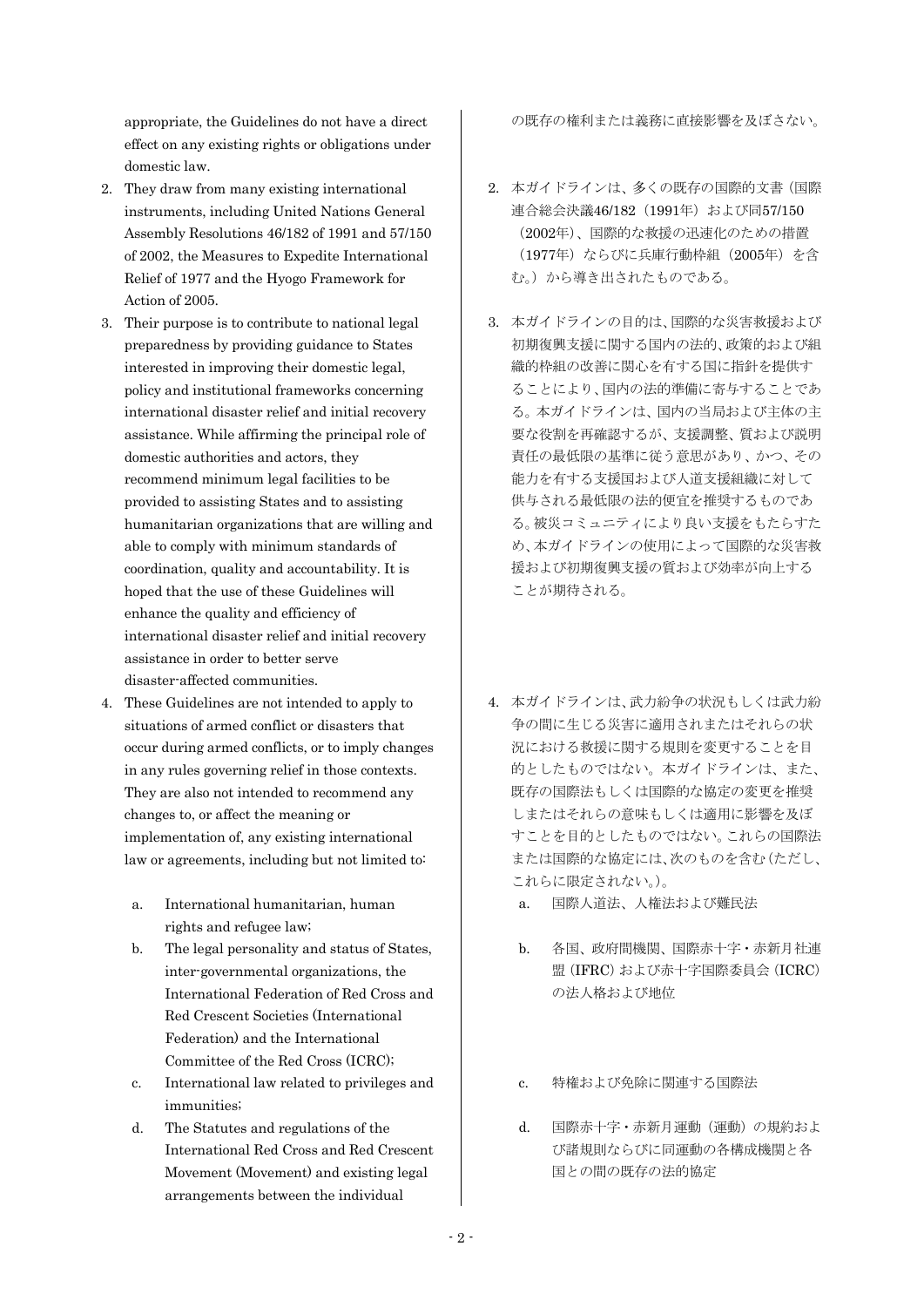appropriate, the Guidelines do not have a direct effect on any existing rights or obligations under domestic law.

2. They draw from many existing international instruments, including United Nations General Assembly Resolutions 46/182 of 1991 and 57/150 of 2002, the Measures to Expedite International Relief of 1977 and the Hyogo Framework for Action of 2005.
3. Their purpose is to contribute to national legal preparedness by providing guidance to States interested in improving their domestic legal, policy and institutional frameworks concerning international disaster relief and initial recovery assistance. While affirming the principal role of domestic authorities and actors, they recommend minimum legal facilities to be provided to assisting States and to assisting humanitarian organizations that are willing and able to comply with minimum standards of coordination, quality and accountability. It is hoped that the use of these Guidelines will enhance the quality and efficiency of international disaster relief and initial recovery assistance in order to better serve disaster-affected communities.
4. These Guidelines are not intended to apply to situations of armed conflict or disasters that occur during armed conflicts, or to imply changes in any rules governing relief in those contexts. They are also not intended to recommend any changes to, or affect the meaning or implementation of, any existing international law or agreements, including but not limited to:
   a. International humanitarian, human rights and refugee law;
   b. The legal personality and status of States, inter-governmental organizations, the International Federation of Red Cross and Red Crescent Societies (International Federation) and the International Committee of the Red Cross (ICRC);
   c. International law related to privileges and immunities;
   d. The Statutes and regulations of the International Red Cross and Red Crescent Movement (Movement) and existing legal arrangements between the individual

の既存の権利または義務に直接影響を及ぼさない。

2. 本ガイドラインは、多くの既存の国際的文書（国際連合総会決議46/182（1991年）および同57/150（2002年）、国際的な救援の迅速化のための措置（1977年）ならびに兵庫行動枠組（2005年）を含む。）から導き出されたものである。
3. 本ガイドラインの目的は、国際的な災害救援および初期復興支援に関する国内の法的、政策的および組織的枠組の改善に関心を有する国に指針を提供することにより、国内の法的準備に寄与することである。本ガイドラインは、国内の当局および主体の主要な役割を再確認するが、支援調整、質および説明責任の最低限の基準に従う意思があり、かつ、その能力を有する支援国および人道支援組織に対して供与される最低限の法的便宜を推奨するものである。被災コミュニティにより良い支援をもたらすため、本ガイドラインの使用によって国際的な災害救援および初期復興支援の質および効率が向上することが期待される。
4. 本ガイドラインは、武力紛争の状況もしくは武力紛争の間に生じる災害に適用されまたはそれらの状況における救援に関する規則を変更することを目的としたものではない。本ガイドラインは、また、既存の国際法もしくは国際的な協定の変更を推奨しまたはそれらの意味もしくは適用に影響を及ぼすことを目的としたものではない。これらの国際法または国際的な協定には、次のものを含む（ただし、これらに限定されない。）。
   a. 国際人道法、人権法および難民法
   b. 各国、政府間機関、国際赤十字・赤新月社連盟（IFRC）および赤十字国際委員会（ICRC）の法人格および地位
   c. 特権および免除に関連する国際法
   d. 国際赤十字・赤新月運動（運動）の規約および諸規則ならびに同運動の各構成機関と各国との間の既存の法的協定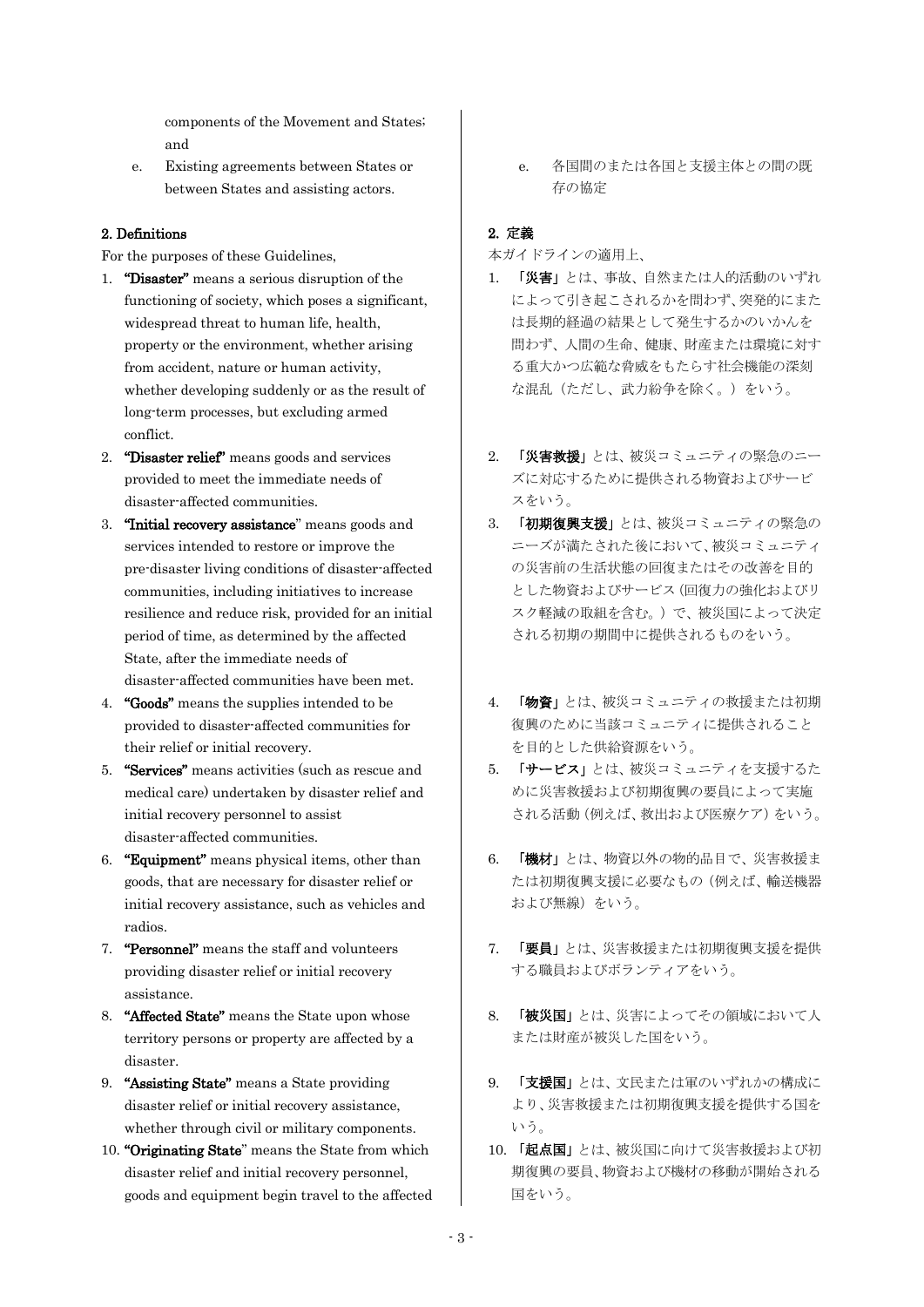components of the Movement and States; and

e. Existing agreements between States or between States and assisting actors.

e. 各国間のまたは各国と支援主体との間の既存の協定

## 2. Definitions

For the purposes of these Guidelines,

1. **"Disaster"** means a serious disruption of the functioning of society, which poses a significant, widespread threat to human life, health, property or the environment, whether arising from accident, nature or human activity, whether developing suddenly or as the result of long-term processes, but excluding armed conflict.
2. **"Disaster relief"** means goods and services provided to meet the immediate needs of disaster-affected communities.
3. **"Initial recovery assistance"** means goods and services intended to restore or improve the pre-disaster living conditions of disaster-affected communities, including initiatives to increase resilience and reduce risk, provided for an initial period of time, as determined by the affected State, after the immediate needs of disaster-affected communities have been met.
4. **"Goods"** means the supplies intended to be provided to disaster-affected communities for their relief or initial recovery.
5. **"Services"** means activities (such as rescue and medical care) undertaken by disaster relief and initial recovery personnel to assist disaster-affected communities.
6. **"Equipment"** means physical items, other than goods, that are necessary for disaster relief or initial recovery assistance, such as vehicles and radios.
7. **"Personnel"** means the staff and volunteers providing disaster relief or initial recovery assistance.
8. **"Affected State"** means the State upon whose territory persons or property are affected by a disaster.
9. **"Assisting State"** means a State providing disaster relief or initial recovery assistance, whether through civil or military components.
10. **"Originating State"** means the State from which disaster relief and initial recovery personnel, goods and equipment begin travel to the affected

## 2. 定義

本ガイドラインの適用上、

1. **「災害」**とは、事故、自然または人的活動のいずれによって引き起こされるかを問わず、突発的にまたは長期的経過の結果として発生するかのいかんを問わず、人間の生命、健康、財産または環境に対する重大かつ広範な脅威をもたらす社会機能の深刻な混乱（ただし、武力紛争を除く。）をいう。
2. **「災害救援」**とは、被災コミュニティの緊急のニーズに対応するために提供される物資およびサービスをいう。
3. **「初期復興支援」**とは、被災コミュニティの緊急のニーズが満たされた後において、被災コミュニティの災害前の生活状態の回復またはその改善を目的とした物資およびサービス（回復力の強化およびリスク軽減の取組を含む。）で、被災国によって決定される初期の期間中に提供されるものをいう。
4. **「物資」**とは、被災コミュニティの救援または初期復興のために当該コミュニティに提供されることを目的とした供給資源をいう。
5. **「サービス」**とは、被災コミュニティを支援するために災害救援および初期復興の要員によって実施される活動（例えば、救出および医療ケア）をいう。
6. **「機材」**とは、物資以外の物的品目で、災害救援または初期復興支援に必要なもの（例えば、輸送機器および無線）をいう。
7. **「要員」**とは、災害救援または初期復興支援を提供する職員およびボランティアをいう。
8. **「被災国」**とは、災害によってその領域において人または財産が被災した国をいう。
9. **「支援国」**とは、文民または軍のいずれかの構成により、災害救援または初期復興支援を提供する国をいう。
10. **「起点国」**とは、被災国に向けて災害救援および初期復興の要員、物資および機材の移動が開始される国をいう。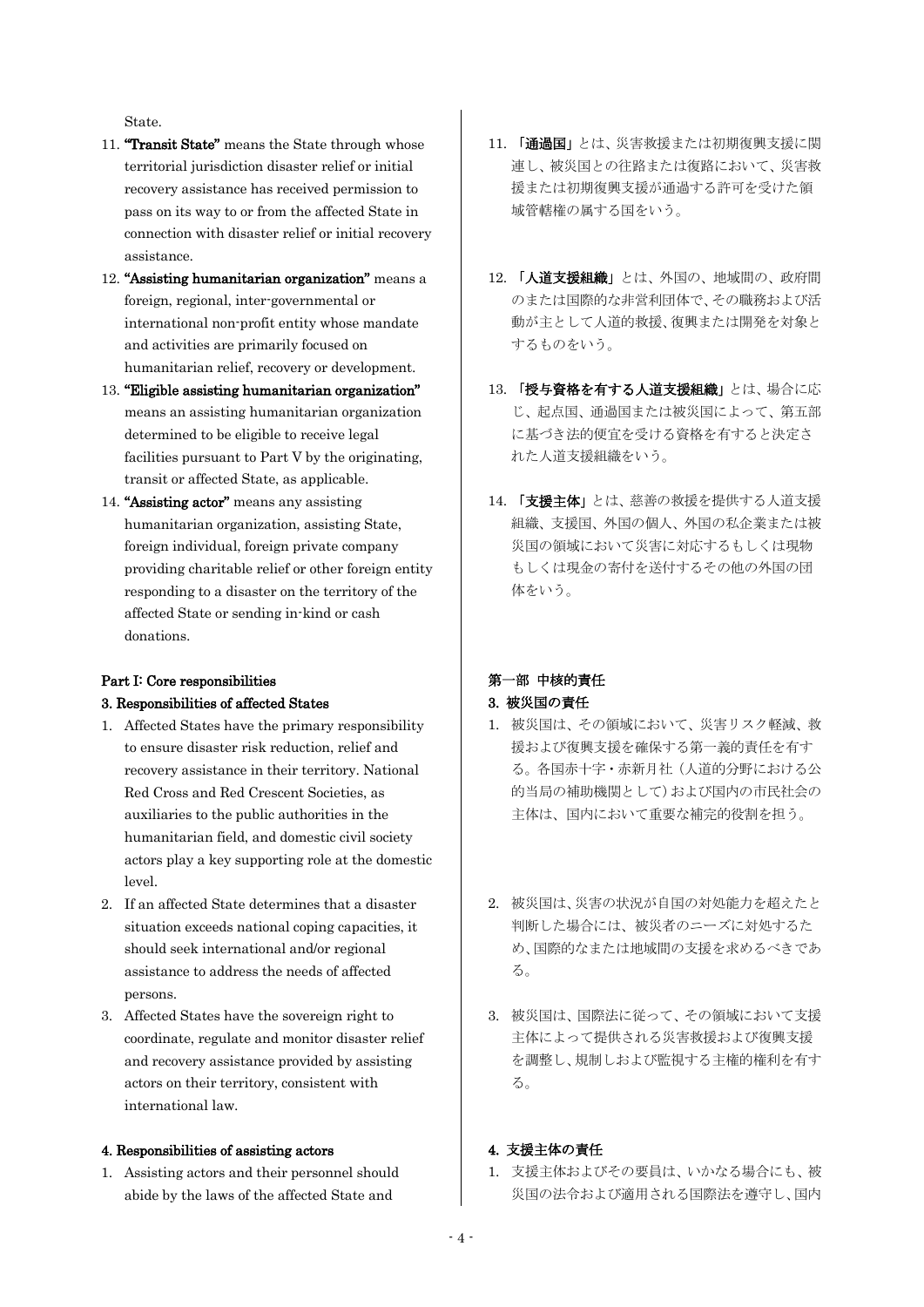State.

11. **"Transit State"** means the State through whose territorial jurisdiction disaster relief or initial recovery assistance has received permission to pass on its way to or from the affected State in connection with disaster relief or initial recovery assistance.
12. **"Assisting humanitarian organization"** means a foreign, regional, inter-governmental or international non-profit entity whose mandate and activities are primarily focused on humanitarian relief, recovery or development.
13. **"Eligible assisting humanitarian organization"** means an assisting humanitarian organization determined to be eligible to receive legal facilities pursuant to Part V by the originating, transit or affected State, as applicable.
14. **"Assisting actor"** means any assisting humanitarian organization, assisting State, foreign individual, foreign private company providing charitable relief or other foreign entity responding to a disaster on the territory of the affected State or sending in-kind or cash donations.

11. **「通過国」**とは、災害救援または初期復興支援に関連し、被災国との往路または復路において、災害救援または初期復興支援が通過する許可を受けた領域管轄権の属する国をいう。
12. **「人道支援組織」**とは、外国の、地域間の、政府間のまたは国際的な非営利団体で、その職務および活動が主として人道的救援、復興または開発を対象とするものをいう。
13. **「授与資格を有する人道支援組織」**とは、場合に応じ、起点国、通過国または被災国によって、第五部に基づき法的便宜を受ける資格を有すると決定された人道支援組織をいう。
14. **「支援主体」**とは、慈善の救援を提供する人道支援組織、支援国、外国の個人、外国の私企業または被災国の領域において災害に対応するもしくは現物もしくは現金の寄付を送付するその他の外国の団体をいう。

## Part I: Core responsibilities

### 3. Responsibilities of affected States

1. Affected States have the primary responsibility to ensure disaster risk reduction, relief and recovery assistance in their territory. National Red Cross and Red Crescent Societies, as auxiliaries to the public authorities in the humanitarian field, and domestic civil society actors play a key supporting role at the domestic level.
2. If an affected State determines that a disaster situation exceeds national coping capacities, it should seek international and/or regional assistance to address the needs of affected persons.
3. Affected States have the sovereign right to coordinate, regulate and monitor disaster relief and recovery assistance provided by assisting actors on their territory, consistent with international law.

## 第一部 中核的責任

### 3. 被災国の責任

1. 被災国は、その領域において、災害リスク軽減、救援および復興支援を確保する第一義的責任を有する。各国赤十字・赤新月社（人道的分野における公的当局の補助機関として）および国内の市民社会の主体は、国内において重要な補完的役割を担う。
2. 被災国は、災害の状況が自国の対処能力を超えたと判断した場合には、被災者のニーズに対処するため、国際的なまたは地域間の支援を求めるべきである。
3. 被災国は、国際法に従って、その領域において支援主体によって提供される災害救援および復興支援を調整し、規制しおよび監視する主権的権利を有する。

### 4. Responsibilities of assisting actors

1. Assisting actors and their personnel should abide by the laws of the affected State and

### 4. 支援主体の責任

1. 支援主体およびその要員は、いかなる場合にも、被災国の法令および適用される国際法を遵守し、国内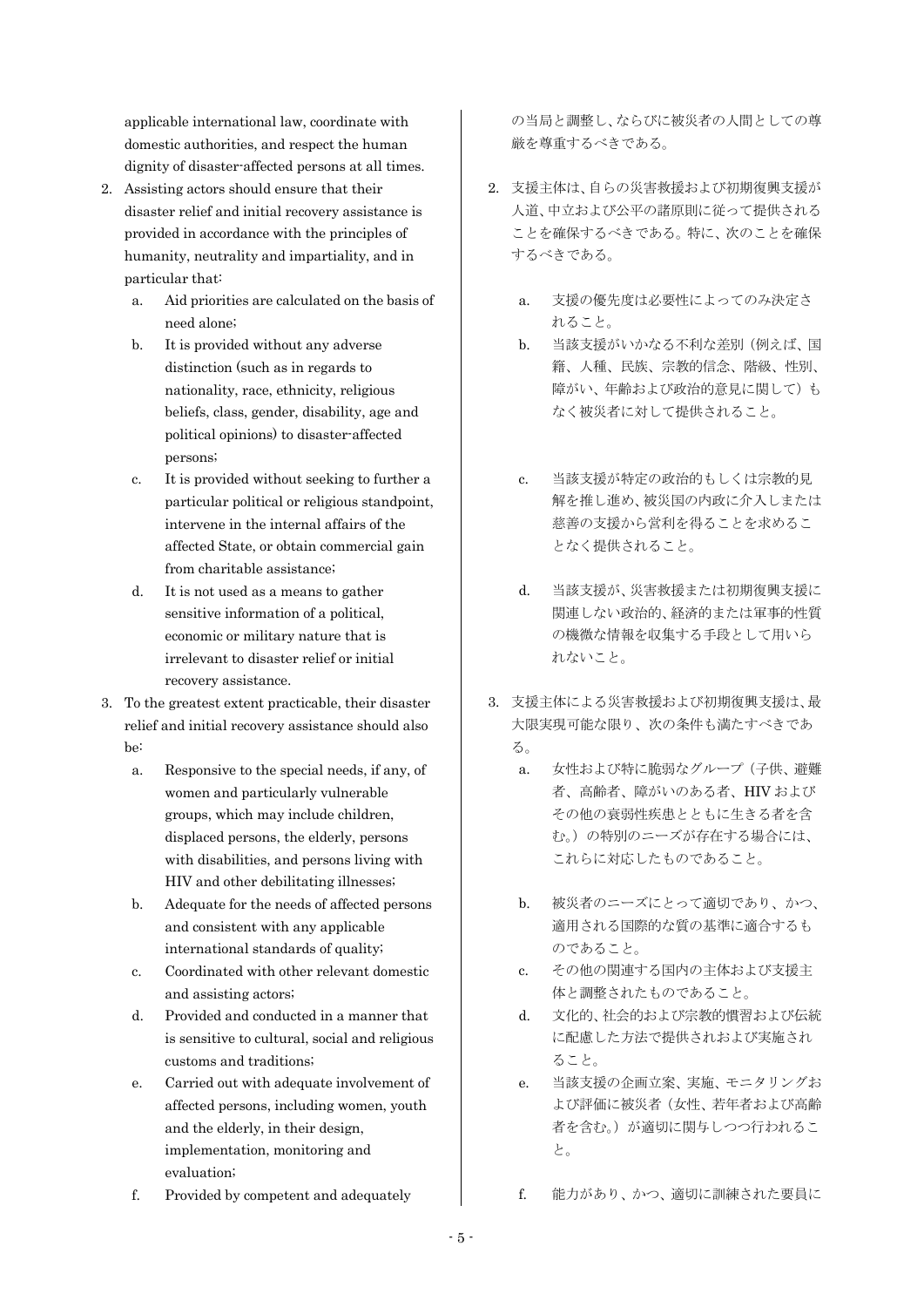applicable international law, coordinate with domestic authorities, and respect the human dignity of disaster-affected persons at all times.

2. Assisting actors should ensure that their disaster relief and initial recovery assistance is provided in accordance with the principles of humanity, neutrality and impartiality, and in particular that:
    a. Aid priorities are calculated on the basis of need alone;
    b. It is provided without any adverse distinction (such as in regards to nationality, race, ethnicity, religious beliefs, class, gender, disability, age and political opinions) to disaster-affected persons;
    c. It is provided without seeking to further a particular political or religious standpoint, intervene in the internal affairs of the affected State, or obtain commercial gain from charitable assistance;
    d. It is not used as a means to gather sensitive information of a political, economic or military nature that is irrelevant to disaster relief or initial recovery assistance.
3. To the greatest extent practicable, their disaster relief and initial recovery assistance should also be:
    a. Responsive to the special needs, if any, of women and particularly vulnerable groups, which may include children, displaced persons, the elderly, persons with disabilities, and persons living with HIV and other debilitating illnesses;
    b. Adequate for the needs of affected persons and consistent with any applicable international standards of quality;
    c. Coordinated with other relevant domestic and assisting actors;
    d. Provided and conducted in a manner that is sensitive to cultural, social and religious customs and traditions;
    e. Carried out with adequate involvement of affected persons, including women, youth and the elderly, in their design, implementation, monitoring and evaluation;
    f. Provided by competent and adequately

の当局と調整し、ならびに被災者の人間としての尊厳を尊重するべきである。

2. 支援主体は、自らの災害救援および初期復興支援が人道、中立および公平の諸原則に従って提供されることを確保するべきである。特に、次のことを確保するべきである。
    a. 支援の優先度は必要性によってのみ決定されること。
    b. 当該支援がいかなる不利な差別（例えば、国籍、人種、民族、宗教的信念、階級、性別、障がい、年齢および政治的意見に関して）もなく被災者に対して提供されること。
    c. 当該支援が特定の政治的もしくは宗教的見解を推し進め、被災国の内政に介入しまたは慈善の支援から営利を得ることを求めることなく提供されること。
    d. 当該支援が、災害救援または初期復興支援に関連しない政治的、経済的または軍事的性質の機微な情報を収集する手段として用いられないこと。
3. 支援主体による災害救援および初期復興支援は、最大限実現可能な限り、次の条件も満たすべきである。
    a. 女性および特に脆弱なグループ（子供、避難者、高齢者、障がいのある者、HIV およびその他の衰弱性疾患とともに生きる者を含む。）の特別のニーズが存在する場合には、これらに対応したものであること。
    b. 被災者のニーズにとって適切であり、かつ、適用される国際的な質の基準に適合するものであること。
    c. その他の関連する国内の主体および支援主体と調整されたものであること。
    d. 文化的、社会的および宗教的慣習および伝統に配慮した方法で提供されおよび実施されること。
    e. 当該支援の企画立案、実施、モニタリングおよび評価に被災者（女性、若年者および高齢者を含む。）が適切に関与しつつ行われること。
    f. 能力があり、かつ、適切に訓練された要員に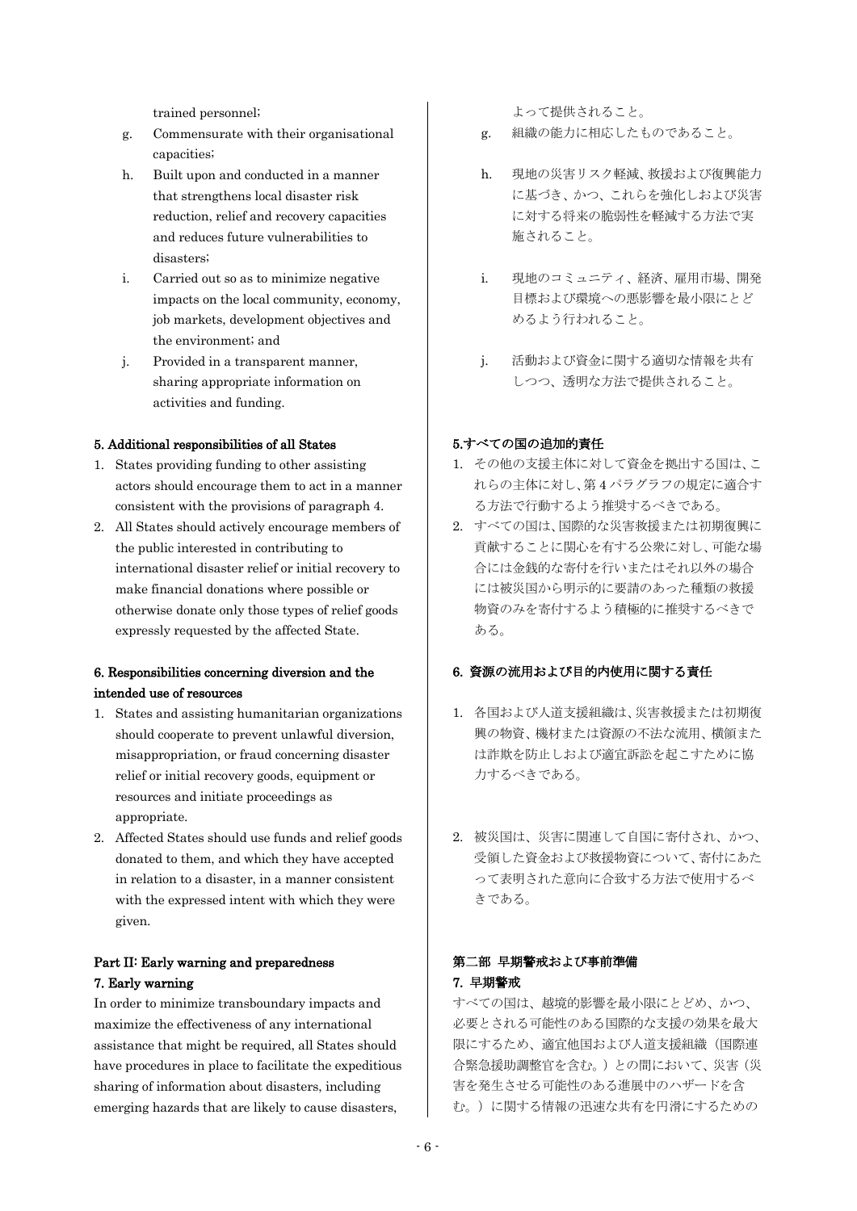trained personnel;

g. Commensurate with their organisational capacities;

h. Built upon and conducted in a manner that strengthens local disaster risk reduction, relief and recovery capacities and reduces future vulnerabilities to disasters;

i. Carried out so as to minimize negative impacts on the local community, economy, job markets, development objectives and the environment; and

j. Provided in a transparent manner, sharing appropriate information on activities and funding.

### 5. Additional responsibilities of all States

1. States providing funding to other assisting actors should encourage them to act in a manner consistent with the provisions of paragraph 4.
2. All States should actively encourage members of the public interested in contributing to international disaster relief or initial recovery to make financial donations where possible or otherwise donate only those types of relief goods expressly requested by the affected State.

### 6. Responsibilities concerning diversion and the intended use of resources

1. States and assisting humanitarian organizations should cooperate to prevent unlawful diversion, misappropriation, or fraud concerning disaster relief or initial recovery goods, equipment or resources and initiate proceedings as appropriate.
2. Affected States should use funds and relief goods donated to them, and which they have accepted in relation to a disaster, in a manner consistent with the expressed intent with which they were given.

## Part II: Early warning and preparedness

### 7. Early warning

In order to minimize transboundary impacts and maximize the effectiveness of any international assistance that might be required, all States should have procedures in place to facilitate the expeditious sharing of information about disasters, including emerging hazards that are likely to cause disasters,

よって提供されること。

g. 組織の能力に相応したものであること。

h. 現地の災害リスク軽減、救援および復興能力に基づき、かつ、これらを強化しおよび災害に対する将来の脆弱性を軽減する方法で実施されること。

i. 現地のコミュニティ、経済、雇用市場、開発目標および環境への悪影響を最小限にとどめるよう行われること。

j. 活動および資金に関する適切な情報を共有しつつ、透明な方法で提供されること。

### 5.すべての国の追加的責任

1. その他の支援主体に対して資金を拠出する国は、これらの主体に対し、第4パラグラフの規定に適合する方法で行動するよう推奨するべきである。
2. すべての国は、国際的な災害救援または初期復興に貢献することに関心を有する公衆に対し、可能な場合には金銭的な寄付を行いまたはそれ以外の場合には被災国から明示的に要請のあった種類の救援物資のみを寄付するよう積極的に推奨するべきである。

### 6. 資源の流用および目的内使用に関する責任

1. 各国および人道支援組織は、災害救援または初期復興の物資、機材または資源の不法な流用、横領または詐欺を防止しおよび適宜訴訟を起こすために協力するべきである。
2. 被災国は、災害に関連して自国に寄付され、かつ、受領した資金および救援物資について、寄付にあたって表明された意向に合致する方法で使用するべきである。

## 第二部 早期警戒および事前準備

### 7. 早期警戒

すべての国は、越境的影響を最小限にとどめ、かつ、必要とされる可能性のある国際的な支援の効果を最大限にするため、適宜他国および人道支援組織（国際連合緊急援助調整官を含む。）との間において、災害（災害を発生させる可能性のある進展中のハザードを含む。）に関する情報の迅速な共有を円滑にするための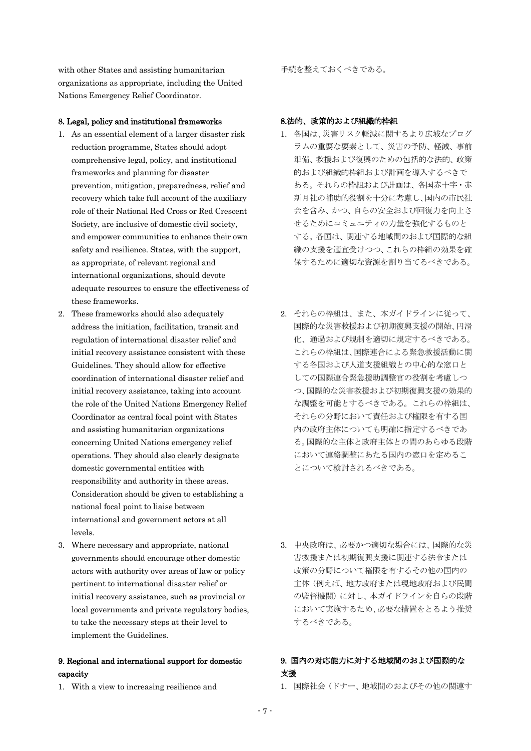with other States and assisting humanitarian organizations as appropriate, including the United Nations Emergency Relief Coordinator.

**8. Legal, policy and institutional frameworks**

1. As an essential element of a larger disaster risk reduction programme, States should adopt comprehensive legal, policy, and institutional frameworks and planning for disaster prevention, mitigation, preparedness, relief and recovery which take full account of the auxiliary role of their National Red Cross or Red Crescent Society, are inclusive of domestic civil society, and empower communities to enhance their own safety and resilience. States, with the support, as appropriate, of relevant regional and international organizations, should devote adequate resources to ensure the effectiveness of these frameworks.
2. These frameworks should also adequately address the initiation, facilitation, transit and regulation of international disaster relief and initial recovery assistance consistent with these Guidelines. They should allow for effective coordination of international disaster relief and initial recovery assistance, taking into account the role of the United Nations Emergency Relief Coordinator as central focal point with States and assisting humanitarian organizations concerning United Nations emergency relief operations. They should also clearly designate domestic governmental entities with responsibility and authority in these areas. Consideration should be given to establishing a national focal point to liaise between international and government actors at all levels.
3. Where necessary and appropriate, national governments should encourage other domestic actors with authority over areas of law or policy pertinent to international disaster relief or initial recovery assistance, such as provincial or local governments and private regulatory bodies, to take the necessary steps at their level to implement the Guidelines.

**9. Regional and international support for domestic capacity**

1. With a view to increasing resilience and

手続を整えておくべきである。

**8.法的、政策的および組織的枠組**

1. 各国は、災害リスク軽減に関するより広域なプログラムの重要な要素として、災害の予防、軽減、事前準備、救援および復興のための包括的な法的、政策的および組織的枠組および計画を導入するべきである。それらの枠組および計画は、各国赤十字・赤新月社の補助的役割を十分に考慮し、国内の市民社会を含み、かつ、自らの安全および回復力を向上させるためにコミュニティの力量を強化するものとする。各国は、関連する地域間のおよび国際的な組織の支援を適宜受けつつ、これらの枠組の効果を確保するために適切な資源を割り当てるべきである。
2. それらの枠組は、また、本ガイドラインに従って、国際的な災害救援および初期復興支援の開始、円滑化、通過および規制を適切に規定するべきである。これらの枠組は、国際連合による緊急救援活動に関する各国および人道支援組織との中心的な窓口としての国際連合緊急援助調整官の役割を考慮しつつ、国際的な災害救援および初期復興支援の効果的な調整を可能とするべきである。これらの枠組は、それらの分野において責任および権限を有する国内の政府主体についても明確に指定するべきである。国際的な主体と政府主体との間のあらゆる段階において連絡調整にあたる国内の窓口を定めることについて検討されるべきである。
3. 中央政府は、必要かつ適切な場合には、国際的な災害救援または初期復興支援に関連する法令または政策の分野について権限を有するその他の国内の主体（例えば、地方政府または現地政府および民間の監督機関）に対し、本ガイドラインを自らの段階において実施するため、必要な措置をとるよう推奨するべきである。

**9. 国内の対応能力に対する地域間のおよび国際的な支援**

1. 国際社会（ドナー、地域間のおよびその他の関連す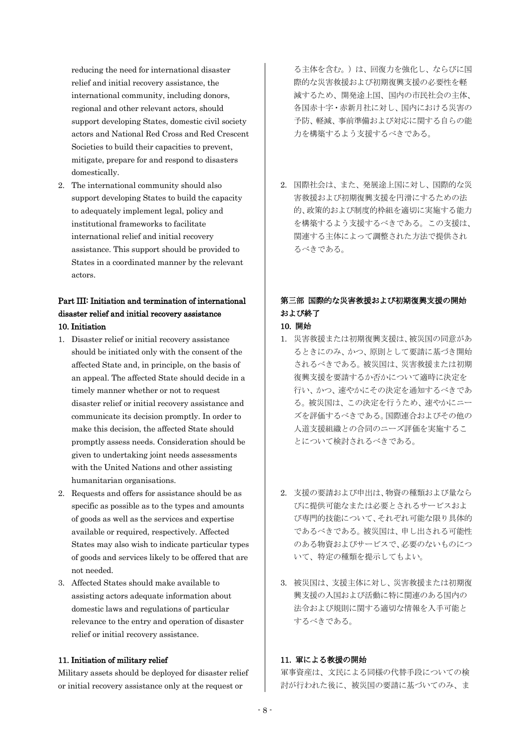reducing the need for international disaster relief and initial recovery assistance, the international community, including donors, regional and other relevant actors, should support developing States, domestic civil society actors and National Red Cross and Red Crescent Societies to build their capacities to prevent, mitigate, prepare for and respond to disasters domestically.

2. The international community should also support developing States to build the capacity to adequately implement legal, policy and institutional frameworks to facilitate international relief and initial recovery assistance. This support should be provided to States in a coordinated manner by the relevant actors.

## Part III: Initiation and termination of international disaster relief and initial recovery assistance

### 10. Initiation

1. Disaster relief or initial recovery assistance should be initiated only with the consent of the affected State and, in principle, on the basis of an appeal. The affected State should decide in a timely manner whether or not to request disaster relief or initial recovery assistance and communicate its decision promptly. In order to make this decision, the affected State should promptly assess needs. Consideration should be given to undertaking joint needs assessments with the United Nations and other assisting humanitarian organisations.
2. Requests and offers for assistance should be as specific as possible as to the types and amounts of goods as well as the services and expertise available or required, respectively. Affected States may also wish to indicate particular types of goods and services likely to be offered that are not needed.
3. Affected States should make available to assisting actors adequate information about domestic laws and regulations of particular relevance to the entry and operation of disaster relief or initial recovery assistance.

### 11. Initiation of military relief

Military assets should be deployed for disaster relief or initial recovery assistance only at the request or

る主体を含む。）は、回復力を強化し、ならびに国際的な災害救援および初期復興支援の必要性を軽減するため、開発途上国、国内の市民社会の主体、各国赤十字・赤新月社に対し、国内における災害の予防、軽減、事前準備および対応に関する自らの能力を構築するよう支援するべきである。

2. 国際社会は、また、発展途上国に対し、国際的な災害救援および初期復興支援を円滑にするための法的、政策的および制度的枠組を適切に実施する能力を構築するよう支援するべきである。この支援は、関連する主体によって調整された方法で提供されるべきである。

## 第三部　国際的な災害救援および初期復興支援の開始および終了

### 10. 開始

1. 災害救援または初期復興支援は、被災国の同意があるときにのみ、かつ、原則として要請に基づき開始されるべきである。被災国は、災害救援または初期復興支援を要請するか否かについて適時に決定を行い、かつ、速やかにその決定を通知するべきである。被災国は、この決定を行うため、速やかにニーズを評価するべきである。国際連合およびその他の人道支援組織との合同のニーズ評価を実施することについて検討されるべきである。
2. 支援の要請および申出は、物資の種類および量ならびに提供可能なまたは必要とされるサービスおよび専門的技能について、それぞれ可能な限り具体的であるべきである。被災国は、申し出される可能性のある物資およびサービスで、必要のないものについて、特定の種類を提示してもよい。
3. 被災国は、支援主体に対し、災害救援または初期復興支援の入国および活動に特に関連のある国内の法令および規則に関する適切な情報を入手可能とするべきである。

### 11. 軍による救援の開始

軍事資産は、文民による同様の代替手段についての検討が行われた後に、被災国の要請に基づいてのみ、ま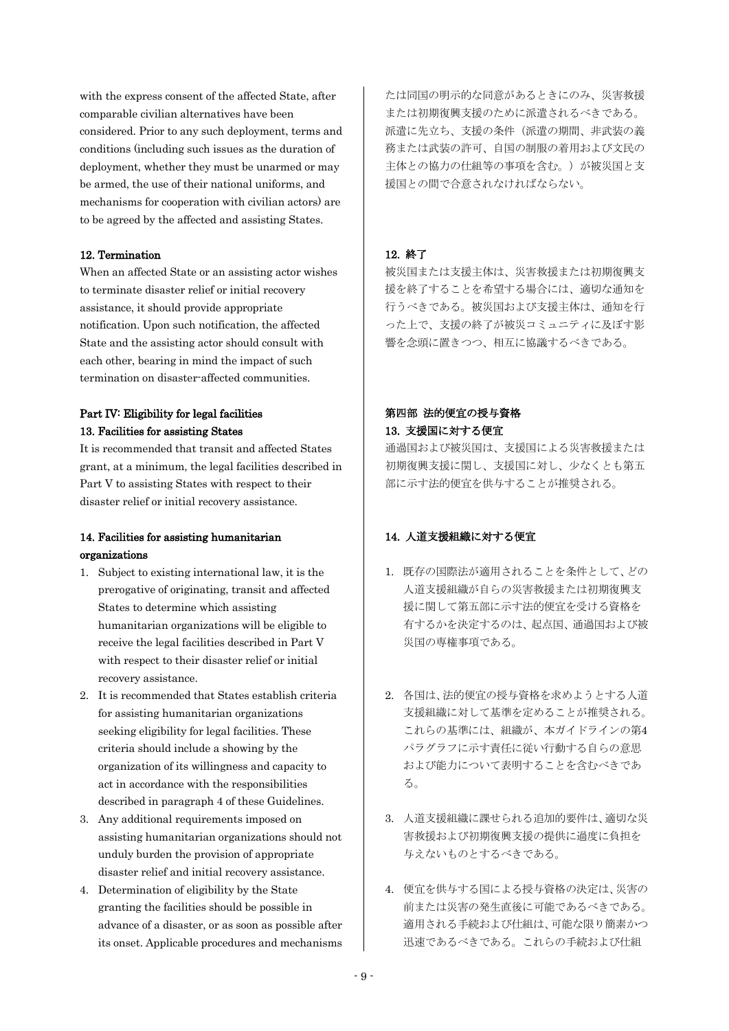with the express consent of the affected State, after comparable civilian alternatives have been considered. Prior to any such deployment, terms and conditions (including such issues as the duration of deployment, whether they must be unarmed or may be armed, the use of their national uniforms, and mechanisms for cooperation with civilian actors) are to be agreed by the affected and assisting States.

たは同国の明示的な同意があるときにのみ、災害救援または初期復興支援のために派遣されるべきである。派遣に先立ち、支援の条件（派遣の期間、非武装の義務または武装の許可、自国の制服の着用および文民の主体との協力の仕組等の事項を含む。）が被災国と支援国との間で合意されなければならない。

**12. Termination**

When an affected State or an assisting actor wishes to terminate disaster relief or initial recovery assistance, it should provide appropriate notification. Upon such notification, the affected State and the assisting actor should consult with each other, bearing in mind the impact of such termination on disaster-affected communities.

**12. 終了**

被災国または支援主体は、災害救援または初期復興支援を終了することを希望する場合には、適切な通知を行うべきである。被災国および支援主体は、通知を行った上で、支援の終了が被災コミュニティに及ぼす影響を念頭に置きつつ、相互に協議するべきである。

## Part IV: Eligibility for legal facilities

**13. Facilities for assisting States**

It is recommended that transit and affected States grant, at a minimum, the legal facilities described in Part V to assisting States with respect to their disaster relief or initial recovery assistance.

## 第四部 法的便宜の授与資格

**13. 支援国に対する便宜**

通過国および被災国は、支援国による災害救援または初期復興支援に関し、支援国に対し、少なくとも第五部に示す法的便宜を供与することが推奨される。

**14. Facilities for assisting humanitarian organizations**

1. Subject to existing international law, it is the prerogative of originating, transit and affected States to determine which assisting humanitarian organizations will be eligible to receive the legal facilities described in Part V with respect to their disaster relief or initial recovery assistance.
2. It is recommended that States establish criteria for assisting humanitarian organizations seeking eligibility for legal facilities. These criteria should include a showing by the organization of its willingness and capacity to act in accordance with the responsibilities described in paragraph 4 of these Guidelines.
3. Any additional requirements imposed on assisting humanitarian organizations should not unduly burden the provision of appropriate disaster relief and initial recovery assistance.
4. Determination of eligibility by the State granting the facilities should be possible in advance of a disaster, or as soon as possible after its onset. Applicable procedures and mechanisms

**14. 人道支援組織に対する便宜**

1. 既存の国際法が適用されることを条件として、どの人道支援組織が自らの災害救援または初期復興支援に関して第五部に示す法的便宜を受ける資格を有するかを決定するのは、起点国、通過国および被災国の専権事項である。
2. 各国は、法的便宜の授与資格を求めようとする人道支援組織に対して基準を定めることが推奨される。これらの基準には、組織が、本ガイドラインの第4パラグラフに示す責任に従い行動する自らの意思および能力について表明することを含むべきである。
3. 人道支援組織に課せられる追加的要件は、適切な災害救援および初期復興支援の提供に過度に負担を与えないものとするべきである。
4. 便宜を供与する国による授与資格の決定は、災害の前または災害の発生直後に可能であるべきである。適用される手続および仕組は、可能な限り簡素かつ迅速であるべきである。これらの手続および仕組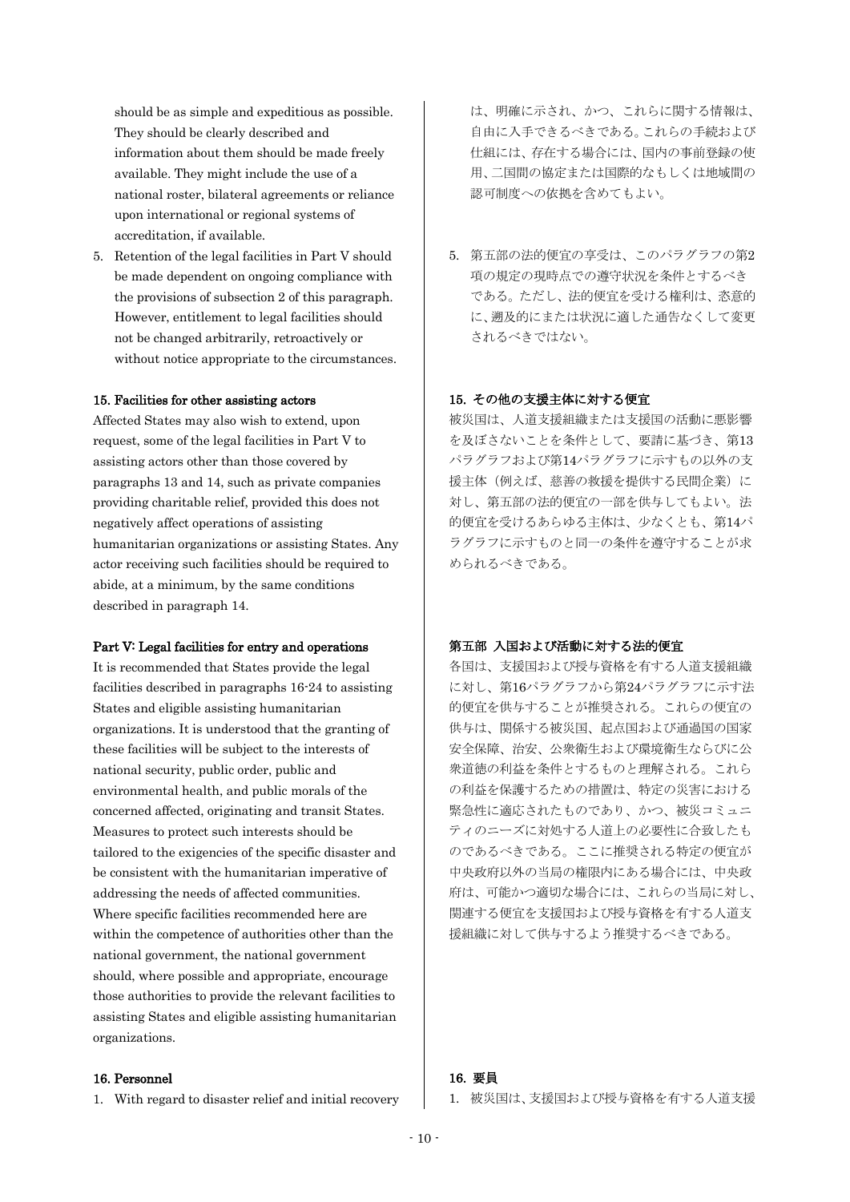should be as simple and expeditious as possible. They should be clearly described and information about them should be made freely available. They might include the use of a national roster, bilateral agreements or reliance upon international or regional systems of accreditation, if available.

5. Retention of the legal facilities in Part V should be made dependent on ongoing compliance with the provisions of subsection 2 of this paragraph. However, entitlement to legal facilities should not be changed arbitrarily, retroactively or without notice appropriate to the circumstances.

### 15. Facilities for other assisting actors

Affected States may also wish to extend, upon request, some of the legal facilities in Part V to assisting actors other than those covered by paragraphs 13 and 14, such as private companies providing charitable relief, provided this does not negatively affect operations of assisting humanitarian organizations or assisting States. Any actor receiving such facilities should be required to abide, at a minimum, by the same conditions described in paragraph 14.

### Part V: Legal facilities for entry and operations

It is recommended that States provide the legal facilities described in paragraphs 16-24 to assisting States and eligible assisting humanitarian organizations. It is understood that the granting of these facilities will be subject to the interests of national security, public order, public and environmental health, and public morals of the concerned affected, originating and transit States. Measures to protect such interests should be tailored to the exigencies of the specific disaster and be consistent with the humanitarian imperative of addressing the needs of affected communities. Where specific facilities recommended here are within the competence of authorities other than the national government, the national government should, where possible and appropriate, encourage those authorities to provide the relevant facilities to assisting States and eligible assisting humanitarian organizations.

### 16. Personnel

1. With regard to disaster relief and initial recovery

は、明確に示され、かつ、これらに関する情報は、自由に入手できるべきである。これらの手続および仕組には、存在する場合には、国内の事前登録の使用、二国間の協定または国際的なもしくは地域間の認可制度への依拠を含めてもよい。

5. 第五部の法的便宜の享受は、このパラグラフの第2項の規定の現時点での遵守状況を条件とするべきである。ただし、法的便宜を受ける権利は、恣意的に、遡及的にまたは状況に適した通告なくして変更されるべきではない。

### 15. その他の支援主体に対する便宜

被災国は、人道支援組織または支援国の活動に悪影響を及ぼさないことを条件として、要請に基づき、第13パラグラフおよび第14パラグラフに示すもの以外の支援主体（例えば、慈善の救援を提供する民間企業）に対し、第五部の法的便宜の一部を供与してもよい。法的便宜を受けるあらゆる主体は、少なくとも、第14パラグラフに示すものと同一の条件を遵守することが求められるべきである。

### 第五部 入国および活動に対する法的便宜

各国は、支援国および授与資格を有する人道支援組織に対し、第16パラグラフから第24パラグラフに示す法的便宜を供与することが推奨される。これらの便宜の供与は、関係する被災国、起点国および通過国の国家安全保障、治安、公衆衛生および環境衛生ならびに公衆道徳の利益を条件とするものと理解される。これらの利益を保護するための措置は、特定の災害における緊急性に適応されたものであり、かつ、被災コミュニティのニーズに対処する人道上の必要性に合致したものであるべきである。ここに推奨される特定の便宜が中央政府以外の当局の権限内にある場合には、中央政府は、可能かつ適切な場合には、これらの当局に対し、関連する便宜を支援国および授与資格を有する人道支援組織に対して供与するよう推奨するべきである。

### 16. 要員

1. 被災国は、支援国および授与資格を有する人道支援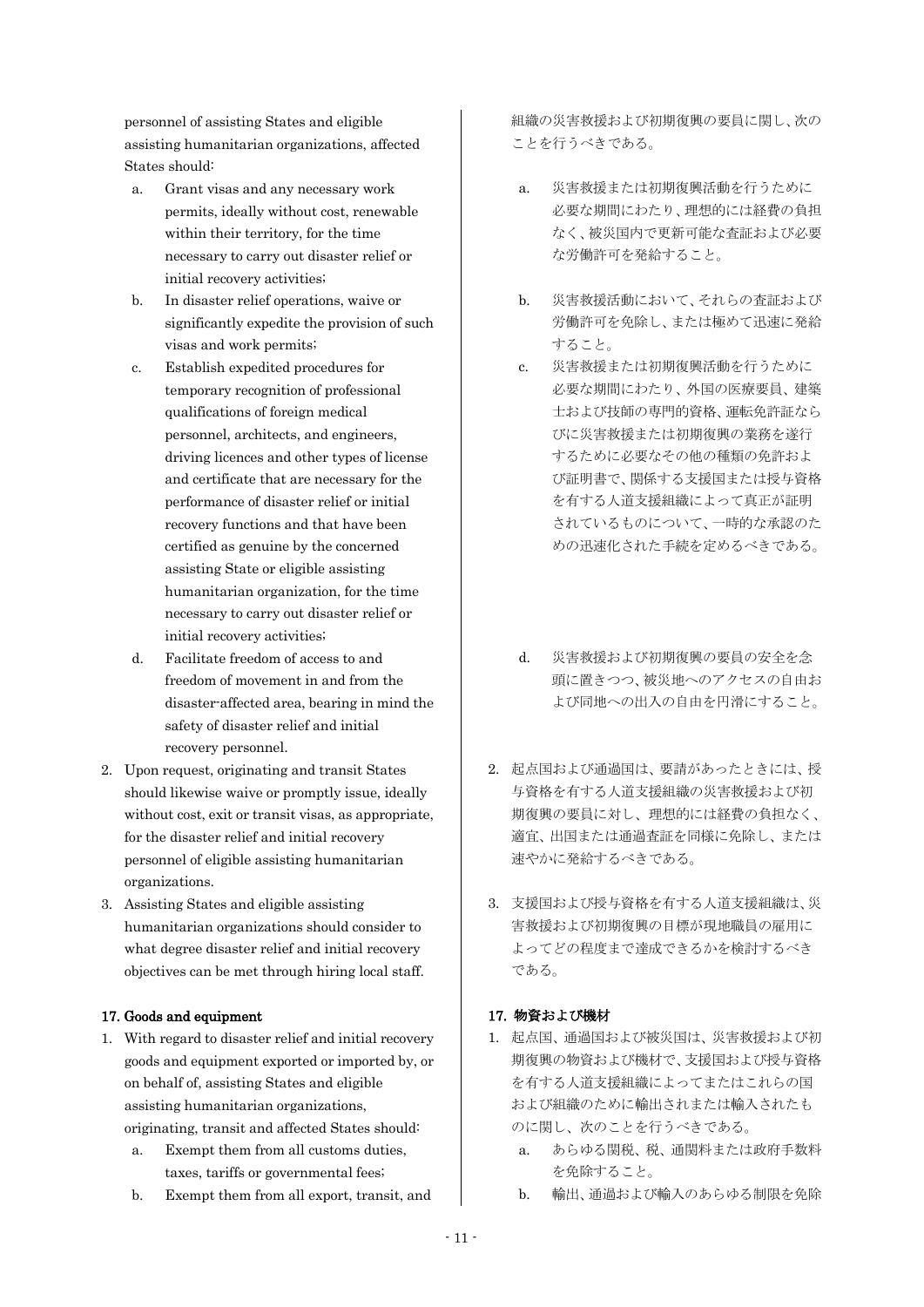personnel of assisting States and eligible assisting humanitarian organizations, affected States should:

a. Grant visas and any necessary work permits, ideally without cost, renewable within their territory, for the time necessary to carry out disaster relief or initial recovery activities;
b. In disaster relief operations, waive or significantly expedite the provision of such visas and work permits;
c. Establish expedited procedures for temporary recognition of professional qualifications of foreign medical personnel, architects, and engineers, driving licences and other types of license and certificate that are necessary for the performance of disaster relief or initial recovery functions and that have been certified as genuine by the concerned assisting State or eligible assisting humanitarian organization, for the time necessary to carry out disaster relief or initial recovery activities;
d. Facilitate freedom of access to and freedom of movement in and from the disaster-affected area, bearing in mind the safety of disaster relief and initial recovery personnel.

2. Upon request, originating and transit States should likewise waive or promptly issue, ideally without cost, exit or transit visas, as appropriate, for the disaster relief and initial recovery personnel of eligible assisting humanitarian organizations.
3. Assisting States and eligible assisting humanitarian organizations should consider to what degree disaster relief and initial recovery objectives can be met through hiring local staff.

**17. Goods and equipment**

1. With regard to disaster relief and initial recovery goods and equipment exported or imported by, or on behalf of, assisting States and eligible assisting humanitarian organizations, originating, transit and affected States should:
   a. Exempt them from all customs duties, taxes, tariffs or governmental fees;
   b. Exempt them from all export, transit, and

組織の災害救援および初期復興の要員に関し、次のことを行うべきである。

a. 災害救援または初期復興活動を行うために必要な期間にわたり、理想的には経費の負担なく、被災国内で更新可能な査証および必要な労働許可を発給すること。
b. 災害救援活動において、それらの査証および労働許可を免除し、または極めて迅速に発給すること。
c. 災害救援または初期復興活動を行うために必要な期間にわたり、外国の医療要員、建築士および技師の専門的資格、運転免許証ならびに災害救援または初期復興の業務を遂行するために必要なその他の種類の免許および証明書で、関係する支援国または授与資格を有する人道支援組織によって真正が証明されているものについて、一時的な承認のための迅速化された手続を定めるべきである。
d. 災害救援および初期復興の要員の安全を念頭に置きつつ、被災地へのアクセスの自由および同地への出入の自由を円滑にすること。

2. 起点国および通過国は、要請があったときには、授与資格を有する人道支援組織の災害救援および初期復興の要員に対し、理想的には経費の負担なく、適宜、出国または通過査証を同様に免除し、または速やかに発給するべきである。
3. 支援国および授与資格を有する人道支援組織は、災害救援および初期復興の目標が現地職員の雇用によってどの程度まで達成できるかを検討するべきである。

**17. 物資および機材**

1. 起点国、通過国および被災国は、災害救援および初期復興の物資および機材で、支援国および授与資格を有する人道支援組織によってまたはこれらの国および組織のために輸出されまたは輸入されたものに関し、次のことを行うべきである。
   a. あらゆる関税、税、通関料または政府手数料を免除すること。
   b. 輸出、通過および輸入のあらゆる制限を免除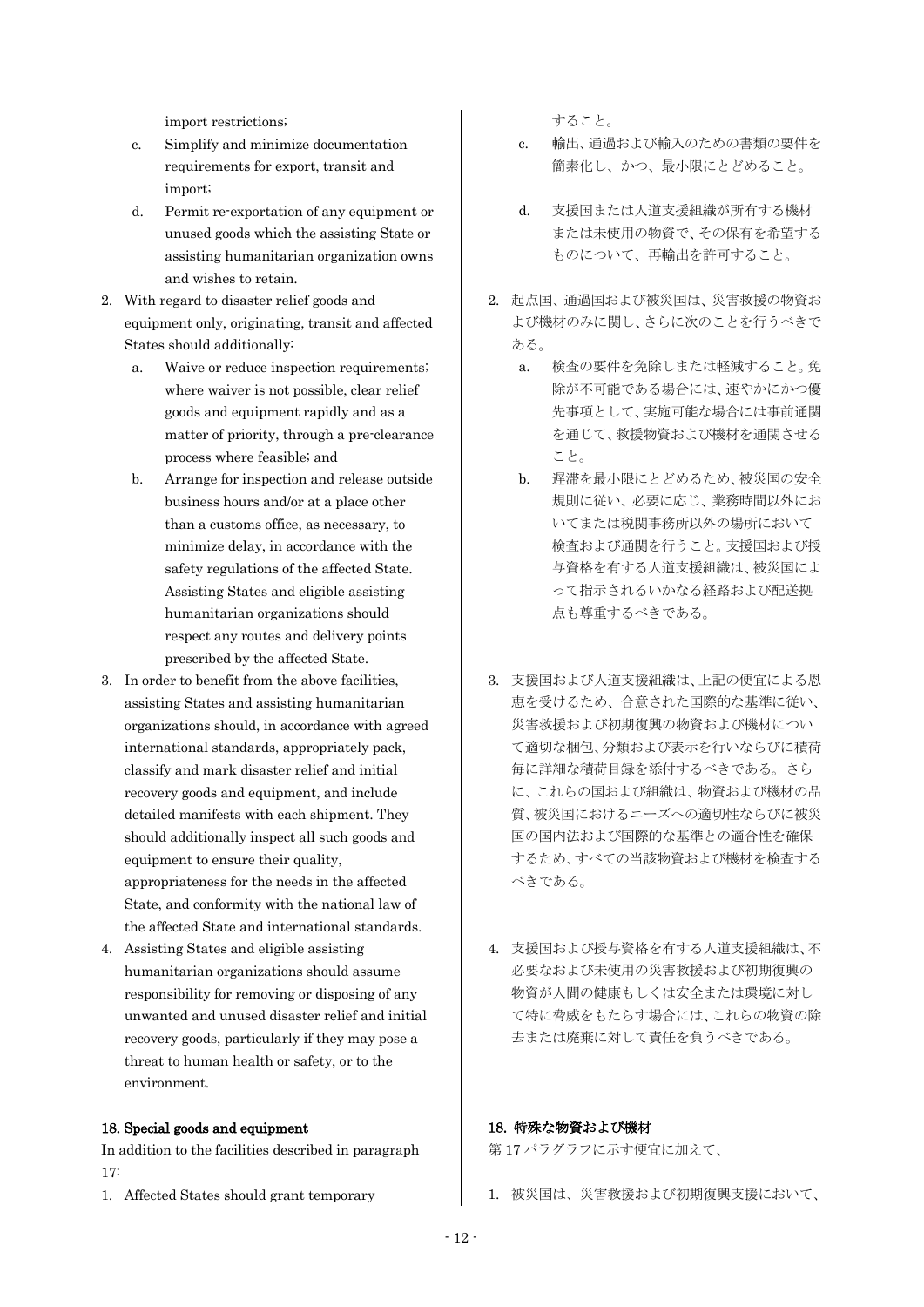import restrictions;

c. Simplify and minimize documentation requirements for export, transit and import;
d. Permit re-exportation of any equipment or unused goods which the assisting State or assisting humanitarian organization owns and wishes to retain.

2. With regard to disaster relief goods and equipment only, originating, transit and affected States should additionally:
   a. Waive or reduce inspection requirements; where waiver is not possible, clear relief goods and equipment rapidly and as a matter of priority, through a pre-clearance process where feasible; and
   b. Arrange for inspection and release outside business hours and/or at a place other than a customs office, as necessary, to minimize delay, in accordance with the safety regulations of the affected State. Assisting States and eligible assisting humanitarian organizations should respect any routes and delivery points prescribed by the affected State.
3. In order to benefit from the above facilities, assisting States and assisting humanitarian organizations should, in accordance with agreed international standards, appropriately pack, classify and mark disaster relief and initial recovery goods and equipment, and include detailed manifests with each shipment. They should additionally inspect all such goods and equipment to ensure their quality, appropriateness for the needs in the affected State, and conformity with the national law of the affected State and international standards.
4. Assisting States and eligible assisting humanitarian organizations should assume responsibility for removing or disposing of any unwanted and unused disaster relief and initial recovery goods, particularly if they may pose a threat to human health or safety, or to the environment.

**18. Special goods and equipment**

In addition to the facilities described in paragraph 17:

1. Affected States should grant temporary

すること。

c. 輸出、通過および輸入のための書類の要件を簡素化し、かつ、最小限にとどめること。
d. 支援国または人道支援組織が所有する機材または未使用の物資で、その保有を希望するものについて、再輸出を許可すること。

2. 起点国、通過国および被災国は、災害救援の物資および機材のみに関し、さらに次のことを行うべきである。
   a. 検査の要件を免除しまたは軽減すること。免除が不可能である場合には、速やかにかつ優先事項として、実施可能な場合には事前通関を通じて、救援物資および機材を通関させること。
   b. 遅滞を最小限にとどめるため、被災国の安全規則に従い、必要に応じ、業務時間以外においてまたは税関事務所以外の場所において検査および通関を行うこと。支援国および授与資格を有する人道支援組織は、被災国によって指示されるいかなる経路および配送拠点も尊重するべきである。
3. 支援国および人道支援組織は、上記の便宜による恩恵を受けるため、合意された国際的な基準に従い、災害救援および初期復興の物資および機材について適切な梱包、分類および表示を行いならびに積荷毎に詳細な積荷目録を添付するべきである。さらに、これらの国および組織は、物資および機材の品質、被災国におけるニーズへの適切性ならびに被災国の国内法および国際的な基準との適合性を確保するため、すべての当該物資および機材を検査するべきである。
4. 支援国および授与資格を有する人道支援組織は、不必要なおよび未使用の災害救援および初期復興の物資が人間の健康もしくは安全または環境に対して特に脅威をもたらす場合には、これらの物資の除去または廃棄に対して責任を負うべきである。

**18. 特殊な物資および機材**

第 17 パラグラフに示す便宜に加えて、

1. 被災国は、災害救援および初期復興支援において、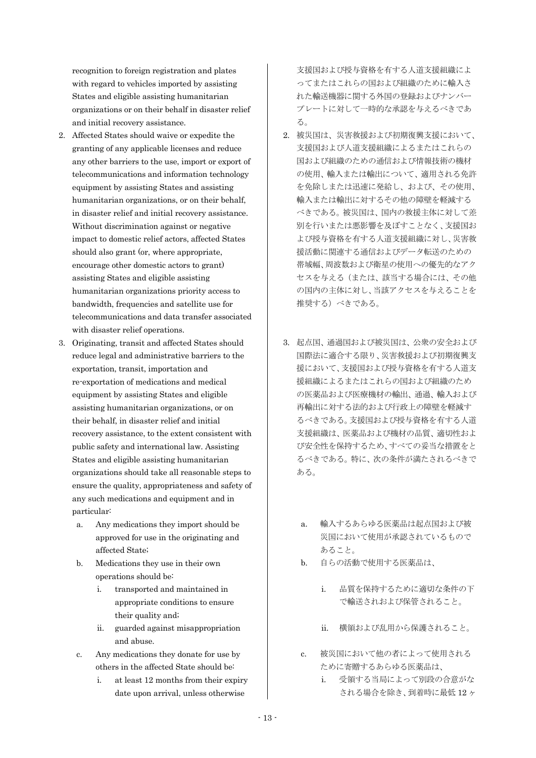recognition to foreign registration and plates with regard to vehicles imported by assisting States and eligible assisting humanitarian organizations or on their behalf in disaster relief and initial recovery assistance.

2. Affected States should waive or expedite the granting of any applicable licenses and reduce any other barriers to the use, import or export of telecommunications and information technology equipment by assisting States and assisting humanitarian organizations, or on their behalf, in disaster relief and initial recovery assistance. Without discrimination against or negative impact to domestic relief actors, affected States should also grant (or, where appropriate, encourage other domestic actors to grant) assisting States and eligible assisting humanitarian organizations priority access to bandwidth, frequencies and satellite use for telecommunications and data transfer associated with disaster relief operations.

3. Originating, transit and affected States should reduce legal and administrative barriers to the exportation, transit, importation and re-exportation of medications and medical equipment by assisting States and eligible assisting humanitarian organizations, or on their behalf, in disaster relief and initial recovery assistance, to the extent consistent with public safety and international law. Assisting States and eligible assisting humanitarian organizations should take all reasonable steps to ensure the quality, appropriateness and safety of any such medications and equipment and in particular:
   a. Any medications they import should be approved for use in the originating and affected State;
   b. Medications they use in their own operations should be:
      i. transported and maintained in appropriate conditions to ensure their quality and;
      ii. guarded against misappropriation and abuse.
   c. Any medications they donate for use by others in the affected State should be:
      i. at least 12 months from their expiry date upon arrival, unless otherwise

支援国および授与資格を有する人道支援組織によってまたはこれらの国および組織のために輸入された輸送機器に関する外国の登録およびナンバープレートに対して一時的な承認を与えるべきである。

2. 被災国は、災害救援および初期復興支援において、支援国および人道支援組織によるまたはこれらの国および組織のための通信および情報技術の機材の使用、輸入または輸出について、適用される免許を免除しまたは迅速に発給し、および、その使用、輸入または輸出に対するその他の障壁を軽減するべきである。被災国は、国内の救援主体に対して差別を行いまたは悪影響を及ぼすことなく、支援国および授与資格を有する人道支援組織に対し、災害救援活動に関連する通信およびデータ転送のための帯域幅、周波数および衛星の使用への優先的なアクセスを与える（または、該当する場合には、その他の国内の主体に対し、当該アクセスを与えることを推奨する）べきである。

3. 起点国、通過国および被災国は、公衆の安全および国際法に適合する限り、災害救援および初期復興支援において、支援国および授与資格を有する人道支援組織によるまたはこれらの国および組織のための医薬品および医療機材の輸出、通過、輸入および再輸出に対する法的および行政上の障壁を軽減するべきである。支援国および授与資格を有する人道支援組織は、医薬品および機材の品質、適切性および安全性を保持するため、すべての妥当な措置をとるべきである。特に、次の条件が満たされるべきである。
   a. 輸入するあらゆる医薬品は起点国および被災国において使用が承認されているものであること。
   b. 自らの活動で使用する医薬品は、
      i. 品質を保持するために適切な条件の下で輸送されおよび保管されること。
      ii. 横領および乱用から保護されること。
   c. 被災国において他の者によって使用されるために寄贈するあらゆる医薬品は、
      i. 受領する当局によって別段の合意がなされる場合を除き、到着時に最低 12 ヶ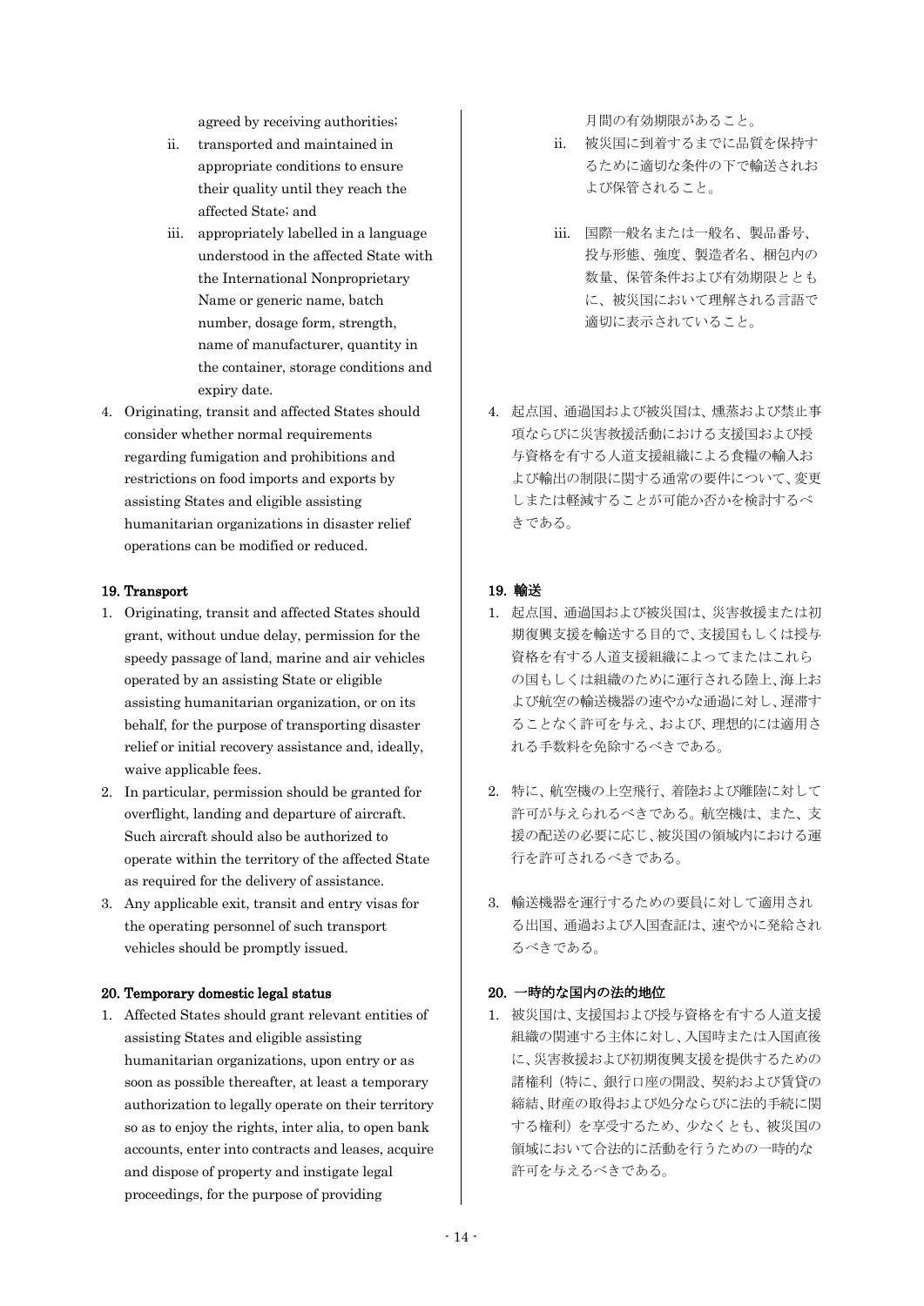agreed by receiving authorities;

ii. transported and maintained in appropriate conditions to ensure their quality until they reach the affected State; and

iii. appropriately labelled in a language understood in the affected State with the International Nonproprietary Name or generic name, batch number, dosage form, strength, name of manufacturer, quantity in the container, storage conditions and expiry date.

4. Originating, transit and affected States should consider whether normal requirements regarding fumigation and prohibitions and restrictions on food imports and exports by assisting States and eligible assisting humanitarian organizations in disaster relief operations can be modified or reduced.

**19. Transport**

1. Originating, transit and affected States should grant, without undue delay, permission for the speedy passage of land, marine and air vehicles operated by an assisting State or eligible assisting humanitarian organization, or on its behalf, for the purpose of transporting disaster relief or initial recovery assistance and, ideally, waive applicable fees.
2. In particular, permission should be granted for overflight, landing and departure of aircraft. Such aircraft should also be authorized to operate within the territory of the affected State as required for the delivery of assistance.
3. Any applicable exit, transit and entry visas for the operating personnel of such transport vehicles should be promptly issued.

**20. Temporary domestic legal status**

1. Affected States should grant relevant entities of assisting States and eligible assisting humanitarian organizations, upon entry or as soon as possible thereafter, at least a temporary authorization to legally operate on their territory so as to enjoy the rights, inter alia, to open bank accounts, enter into contracts and leases, acquire and dispose of property and instigate legal proceedings, for the purpose of providing

月間の有効期限があること。

ii. 被災国に到着するまでに品質を保持するために適切な条件の下で輸送されおよび保管されること。

iii. 国際一般名または一般名、製品番号、投与形態、強度、製造者名、梱包内の数量、保管条件および有効期限とともに、被災国において理解される言語で適切に表示されていること。

4. 起点国、通過国および被災国は、燻蒸および禁止事項ならびに災害救援活動における支援国および授与資格を有する人道支援組織による食糧の輸入および輸出の制限に関する通常の要件について、変更しまたは軽減することが可能か否かを検討するべきである。

**19. 輸送**

1. 起点国、通過国および被災国は、災害救援または初期復興支援を輸送する目的で、支援国もしくは授与資格を有する人道支援組織によってまたはこれらの国もしくは組織のために運行される陸上、海上および航空の輸送機器の速やかな通過に対し、遅滞することなく許可を与え、および、理想的には適用される手数料を免除するべきである。
2. 特に、航空機の上空飛行、着陸および離陸に対して許可が与えられるべきである。航空機は、また、支援の配送の必要に応じ、被災国の領域内における運行を許可されるべきである。
3. 輸送機器を運行するための要員に対して適用される出国、通過および入国査証は、速やかに発給されるべきである。

**20. 一時的な国内の法的地位**

1. 被災国は、支援国および授与資格を有する人道支援組織の関連する主体に対し、入国時または入国直後に、災害救援および初期復興支援を提供するための諸権利（特に、銀行口座の開設、契約および賃貸の締結、財産の取得および処分ならびに法的手続に関する権利）を享受するため、少なくとも、被災国の領域において合法的に活動を行うための一時的な許可を与えるべきである。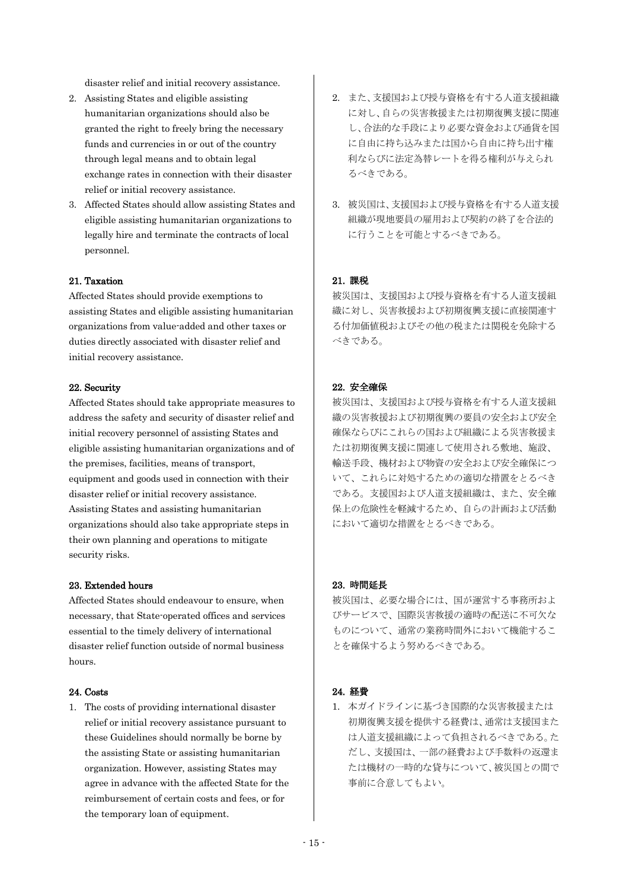disaster relief and initial recovery assistance.

2. Assisting States and eligible assisting humanitarian organizations should also be granted the right to freely bring the necessary funds and currencies in or out of the country through legal means and to obtain legal exchange rates in connection with their disaster relief or initial recovery assistance.
3. Affected States should allow assisting States and eligible assisting humanitarian organizations to legally hire and terminate the contracts of local personnel.

2. また、支援国および授与資格を有する人道支援組織に対し、自らの災害救援または初期復興支援に関連し、合法的な手段により必要な資金および通貨を国に自由に持ち込みまたは国から自由に持ち出す権利ならびに法定為替レートを得る権利が与えられるべきである。
3. 被災国は、支援国および授与資格を有する人道支援組織が現地要員の雇用および契約の終了を合法的に行うことを可能とするべきである。

#### 21. Taxation

Affected States should provide exemptions to assisting States and eligible assisting humanitarian organizations from value-added and other taxes or duties directly associated with disaster relief and initial recovery assistance.

#### 21. 課税

被災国は、支援国および授与資格を有する人道支援組織に対し、災害救援および初期復興支援に直接関連する付加価値税およびその他の税または関税を免除するべきである。

#### 22. Security

Affected States should take appropriate measures to address the safety and security of disaster relief and initial recovery personnel of assisting States and eligible assisting humanitarian organizations and of the premises, facilities, means of transport, equipment and goods used in connection with their disaster relief or initial recovery assistance. Assisting States and assisting humanitarian organizations should also take appropriate steps in their own planning and operations to mitigate security risks.

#### 22. 安全確保

被災国は、支援国および授与資格を有する人道支援組織の災害救援および初期復興の要員の安全および安全確保ならびにこれらの国および組織による災害救援または初期復興支援に関連して使用される敷地、施設、輸送手段、機材および物資の安全および安全確保について、これらに対処するための適切な措置をとるべきである。支援国および人道支援組織は、また、安全確保上の危険性を軽減するため、自らの計画および活動において適切な措置をとるべきである。

#### 23. Extended hours

Affected States should endeavour to ensure, when necessary, that State-operated offices and services essential to the timely delivery of international disaster relief function outside of normal business hours.

#### 23. 時間延長

被災国は、必要な場合には、国が運営する事務所およびサービスで、国際災害救援の適時の配送に不可欠なものについて、通常の業務時間外において機能することを確保するよう努めるべきである。

#### 24. Costs

1. The costs of providing international disaster relief or initial recovery assistance pursuant to these Guidelines should normally be borne by the assisting State or assisting humanitarian organization. However, assisting States may agree in advance with the affected State for the reimbursement of certain costs and fees, or for the temporary loan of equipment.

#### 24. 経費

1. 本ガイドラインに基づき国際的な災害救援または初期復興支援を提供する経費は、通常は支援国または人道支援組織によって負担されるべきである。ただし、支援国は、一部の経費および手数料の返還または機材の一時的な貸与について、被災国との間で事前に合意してもよい。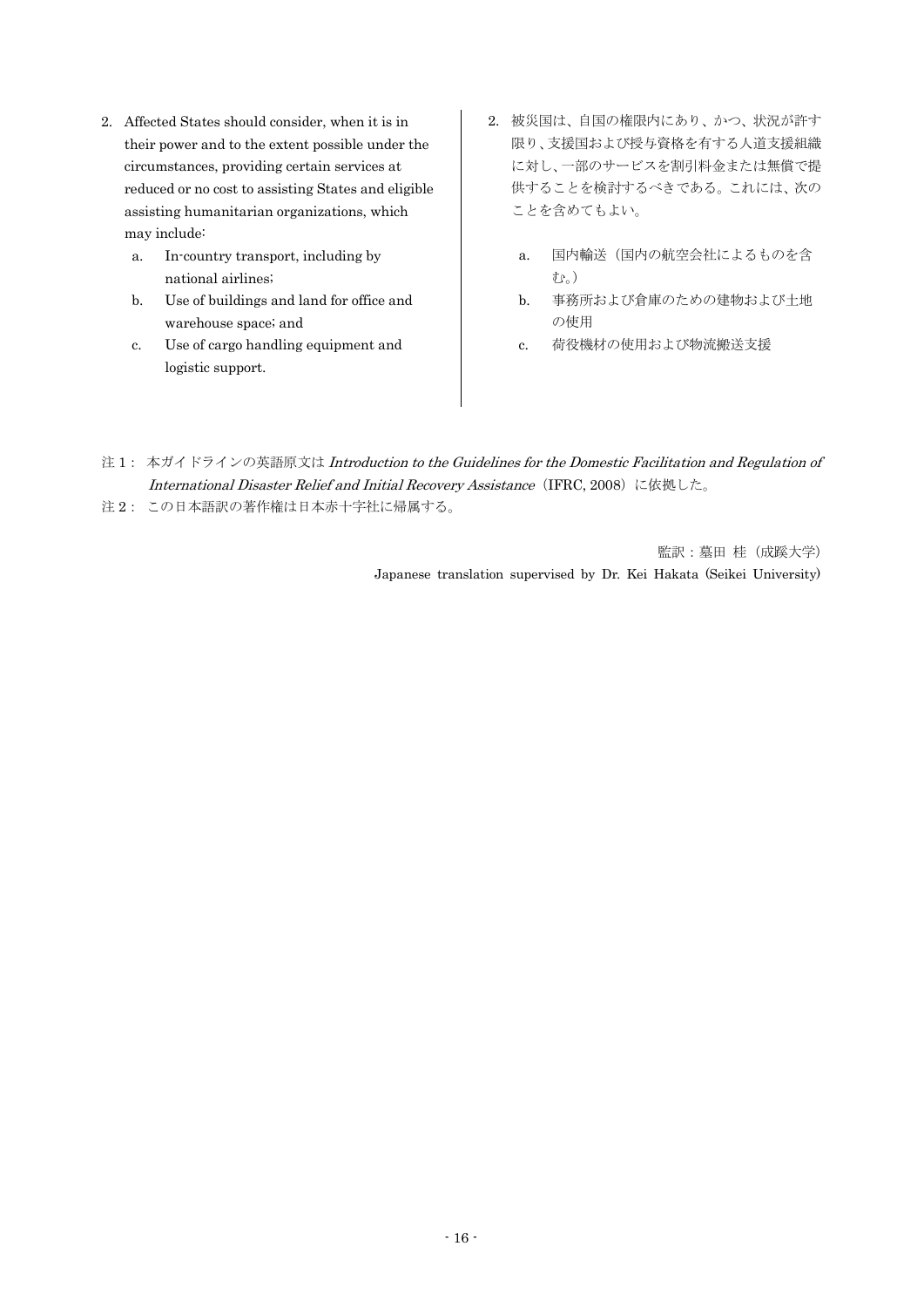2. Affected States should consider, when it is in their power and to the extent possible under the circumstances, providing certain services at reduced or no cost to assisting States and eligible assisting humanitarian organizations, which may include:
   a. In-country transport, including by national airlines;
   b. Use of buildings and land for office and warehouse space; and
   c. Use of cargo handling equipment and logistic support.

2. 被災国は、自国の権限内にあり、かつ、状況が許す限り、支援国および授与資格を有する人道支援組織に対し、一部のサービスを割引料金または無償で提供することを検討するべきである。これには、次のことを含めてもよい。
   a. 国内輸送（国内の航空会社によるものを含む。）
   b. 事務所および倉庫のための建物および土地の使用
   c. 荷役機材の使用および物流搬送支援

注 1： 本ガイドラインの英語原文は *Introduction to the Guidelines for the Domestic Facilitation and Regulation of International Disaster Relief and Initial Recovery Assistance*（IFRC, 2008）に依拠した。

注 2： この日本語訳の著作権は日本赤十字社に帰属する。

監訳：墓田 桂（成蹊大学）

Japanese translation supervised by Dr. Kei Hakata (Seikei University)